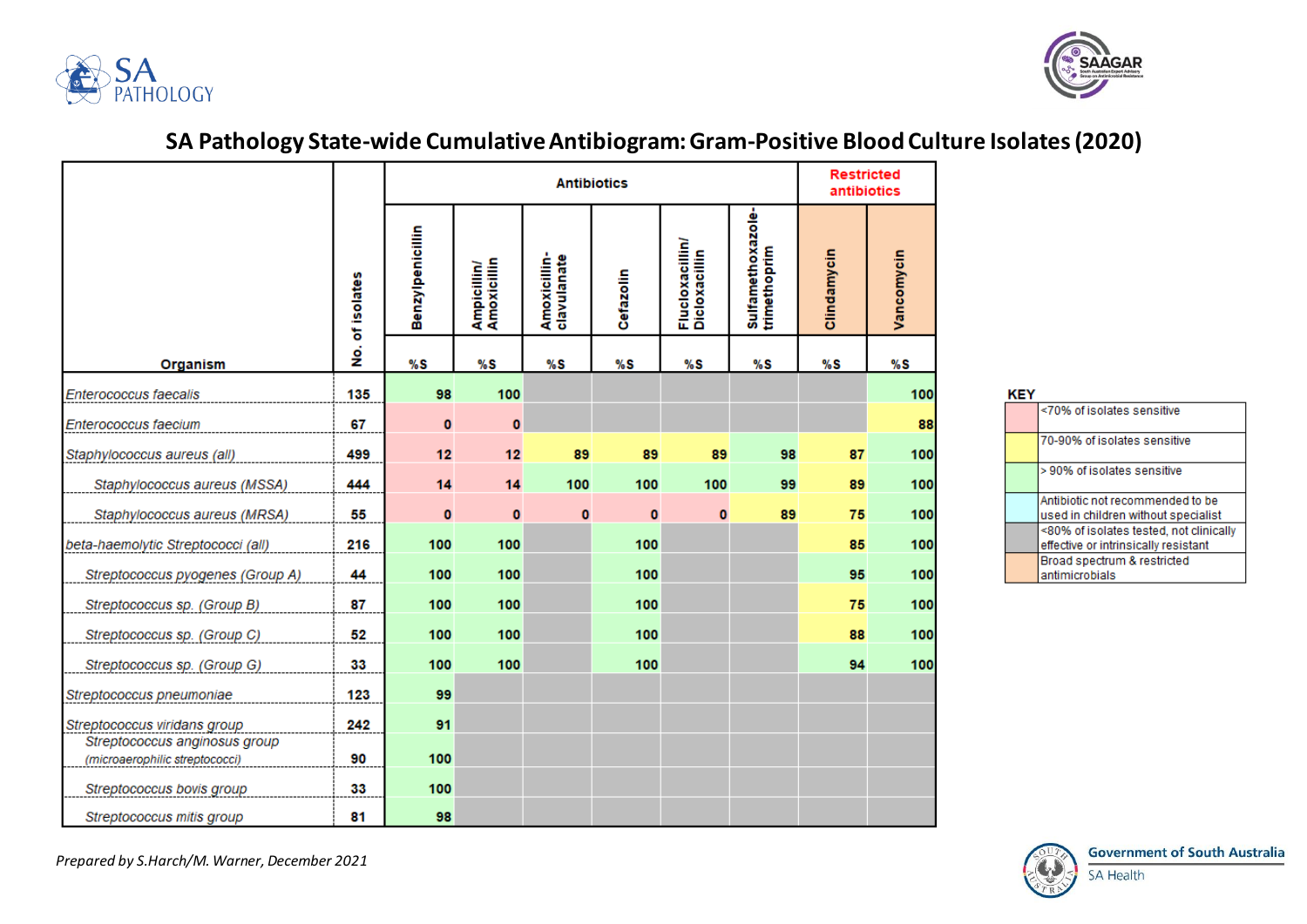# SA Pathology State-wide Cumulative Antibiogram: Gram-Positive Blood Culture Isolates (2020)

| Organism | No. of isolates | Antibiotics | | | | | | Restricted antibiotics | |
|---|---|---|---|---|---|---|---|---|---|
| | | Benzylpenicillin | Ampicillin/ Amoxicillin | Amoxicillin-clavulanate | Cefazolin | Flucloxacillin/ Dicloxacillin | Sulfamethoxazole-trimethoprim | Clindamycin | Vancomycin |
| | | %S | %S | %S | %S | %S | %S | %S | %S |
| *Enterococcus faecalis* | 135 | 98 | 100 | | | | | | 100 |
| *Enterococcus faecium* | 67 | 0 | 0 | | | | | | 88 |
| *Staphylococcus aureus (all)* | 499 | 12 | 12 | 89 | 89 | 89 | 98 | 87 | 100 |
| *Staphylococcus aureus (MSSA)* | 444 | 14 | 14 | 100 | 100 | 100 | 99 | 89 | 100 |
| *Staphylococcus aureus (MRSA)* | 55 | 0 | 0 | 0 | 0 | 0 | 89 | 75 | 100 |
| *beta-haemolytic Streptococci (all)* | 216 | 100 | 100 | | 100 | | | 85 | 100 |
| *Streptococcus pyogenes (Group A)* | 44 | 100 | 100 | | 100 | | | 95 | 100 |
| *Streptococcus sp. (Group B)* | 87 | 100 | 100 | | 100 | | | 75 | 100 |
| *Streptococcus sp. (Group C)* | 52 | 100 | 100 | | 100 | | | 88 | 100 |
| *Streptococcus sp. (Group G)* | 33 | 100 | 100 | | 100 | | | 94 | 100 |
| *Streptococcus pneumoniae* | 123 | 99 | | | | | | | |
| *Streptococcus viridans group* | 242 | 91 | | | | | | | |
| *Streptococcus anginosus group (microaerophilic streptococci)* | 90 | 100 | | | | | | | |
| *Streptococcus bovis group* | 33 | 100 | | | | | | | |
| *Streptococcus mitis group* | 81 | 98 | | | | | | | |

**KEY**

| Colour | Meaning |
|---|---|
| Pink | <70% of isolates sensitive |
| Yellow | 70-90% of isolates sensitive |
| Green | > 90% of isolates sensitive |
| Light blue | Antibiotic not recommended to be used in children without specialist |
| Grey | <80% of isolates tested, not clinically effective or intrinsically resistant |
| Orange | Broad spectrum & restricted antimicrobials |

*Prepared by S.Harch/M. Warner, December 2021*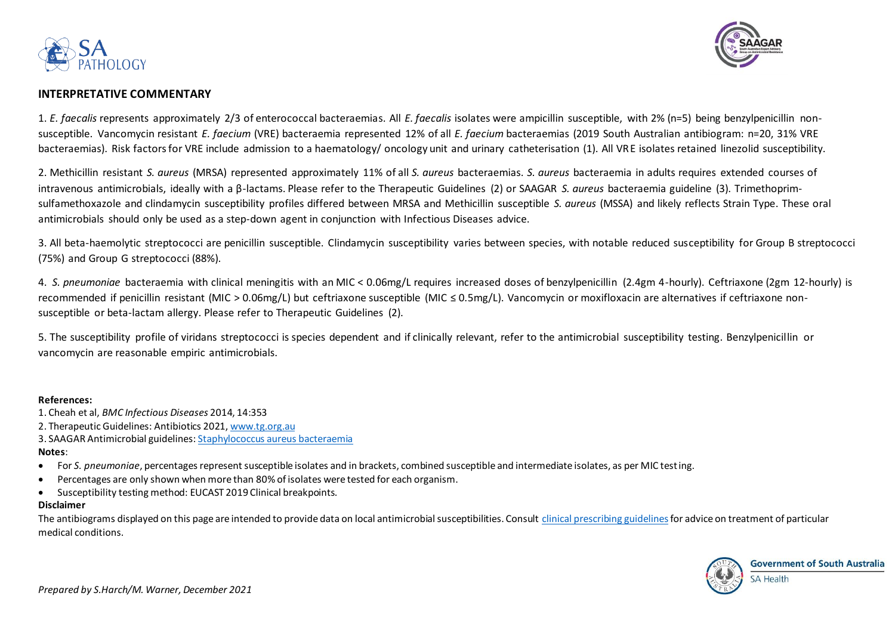## INTERPRETATIVE COMMENTARY

1. *E. faecalis* represents approximately 2/3 of enterococcal bacteraemias. All *E. faecalis* isolates were ampicillin susceptible, with 2% (n=5) being benzylpenicillin non-susceptible. Vancomycin resistant *E. faecium* (VRE) bacteraemia represented 12% of all *E. faecium* bacteraemias (2019 South Australian antibiogram: n=20, 31% VRE bacteraemias). Risk factors for VRE include admission to a haematology/ oncology unit and urinary catheterisation (1). All VRE isolates retained linezolid susceptibility.

2. Methicillin resistant *S. aureus* (MRSA) represented approximately 11% of all *S. aureus* bacteraemias. *S. aureus* bacteraemia in adults requires extended courses of intravenous antimicrobials, ideally with a β-lactams. Please refer to the Therapeutic Guidelines (2) or SAAGAR *S. aureus* bacteraemia guideline (3). Trimethoprim-sulfamethoxazole and clindamycin susceptibility profiles differed between MRSA and Methicillin susceptible *S. aureus* (MSSA) and likely reflects Strain Type. These oral antimicrobials should only be used as a step-down agent in conjunction with Infectious Diseases advice.

3. All beta-haemolytic streptococci are penicillin susceptible. Clindamycin susceptibility varies between species, with notable reduced susceptibility for Group B streptococci (75%) and Group G streptococci (88%).

4. *S. pneumoniae* bacteraemia with clinical meningitis with an MIC < 0.06mg/L requires increased doses of benzylpenicillin (2.4gm 4-hourly). Ceftriaxone (2gm 12-hourly) is recommended if penicillin resistant (MIC > 0.06mg/L) but ceftriaxone susceptible (MIC ≤ 0.5mg/L). Vancomycin or moxifloxacin are alternatives if ceftriaxone non-susceptible or beta-lactam allergy. Please refer to Therapeutic Guidelines (2).

5. The susceptibility profile of viridans streptococci is species dependent and if clinically relevant, refer to the antimicrobial susceptibility testing. Benzylpenicillin or vancomycin are reasonable empiric antimicrobials.

**References:**

1. Cheah et al, *BMC Infectious Diseases* 2014, 14:353
2. Therapeutic Guidelines: Antibiotics 2021, www.tg.org.au
3. SAAGAR Antimicrobial guidelines: Staphylococcus aureus bacteraemia

**Notes**:

- For *S. pneumoniae*, percentages represent susceptible isolates and in brackets, combined susceptible and intermediate isolates, as per MIC testing.
- Percentages are only shown when more than 80% of isolates were tested for each organism.
- Susceptibility testing method: EUCAST 2019 Clinical breakpoints.

**Disclaimer**

The antibiograms displayed on this page are intended to provide data on local antimicrobial susceptibilities. Consult clinical prescribing guidelines for advice on treatment of particular medical conditions.

*Prepared by S.Harch/M. Warner, December 2021*